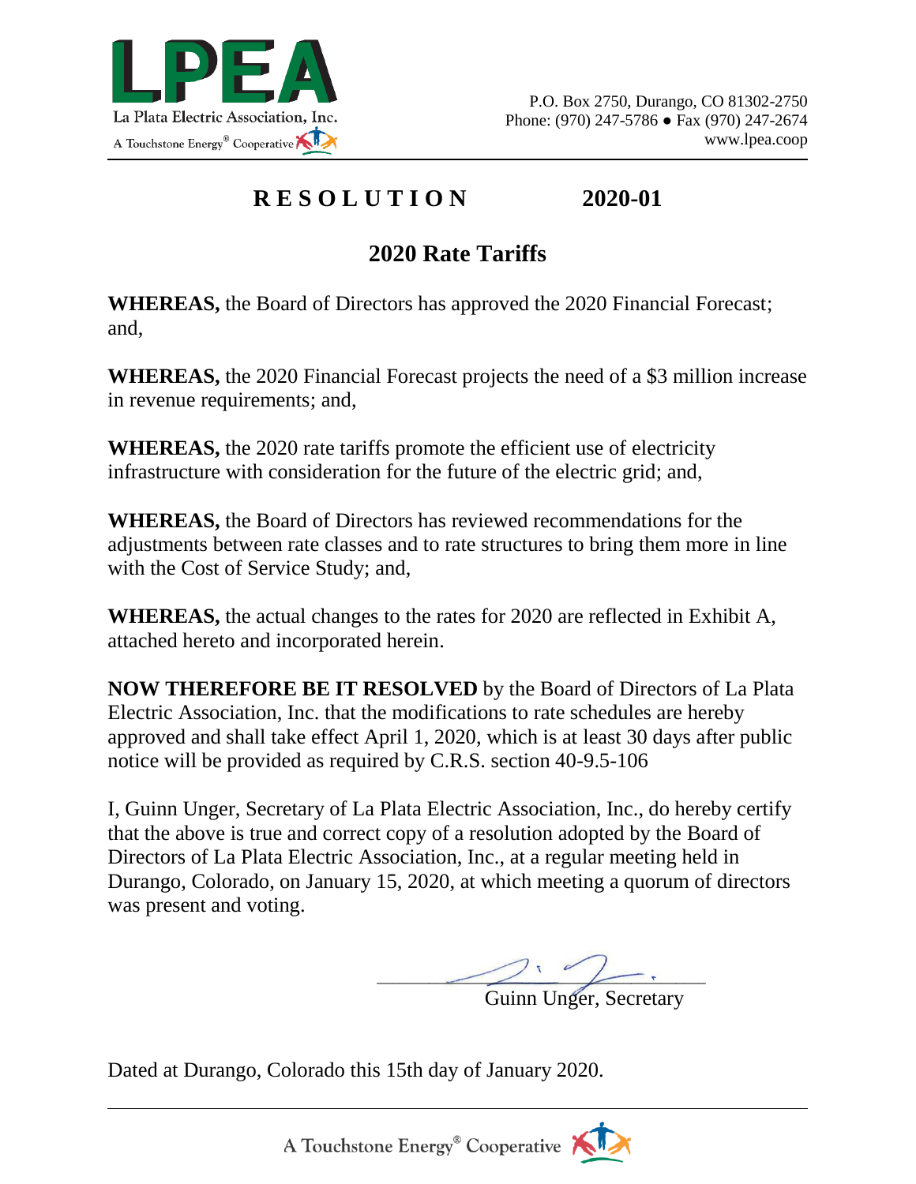LPEA
La Plata Electric Association, Inc.
A Touchstone Energy® Cooperative

P.O. Box 2750, Durango, CO 81302-2750
Phone: (970) 247-5786 ● Fax (970) 247-2674
www.lpea.coop

# R E S O L U T I O N 2020-01

## 2020 Rate Tariffs

**WHEREAS,** the Board of Directors has approved the 2020 Financial Forecast; and,

**WHEREAS,** the 2020 Financial Forecast projects the need of a $3 million increase in revenue requirements; and,

**WHEREAS,** the 2020 rate tariffs promote the efficient use of electricity infrastructure with consideration for the future of the electric grid; and,

**WHEREAS,** the Board of Directors has reviewed recommendations for the adjustments between rate classes and to rate structures to bring them more in line with the Cost of Service Study; and,

**WHEREAS,** the actual changes to the rates for 2020 are reflected in Exhibit A, attached hereto and incorporated herein.

**NOW THEREFORE BE IT RESOLVED** by the Board of Directors of La Plata Electric Association, Inc. that the modifications to rate schedules are hereby approved and shall take effect April 1, 2020, which is at least 30 days after public notice will be provided as required by C.R.S. section 40-9.5-106

I, Guinn Unger, Secretary of La Plata Electric Association, Inc., do hereby certify that the above is true and correct copy of a resolution adopted by the Board of Directors of La Plata Electric Association, Inc., at a regular meeting held in Durango, Colorado, on January 15, 2020, at which meeting a quorum of directors was present and voting.

Guinn Unger, Secretary

Dated at Durango, Colorado this 15th day of January 2020.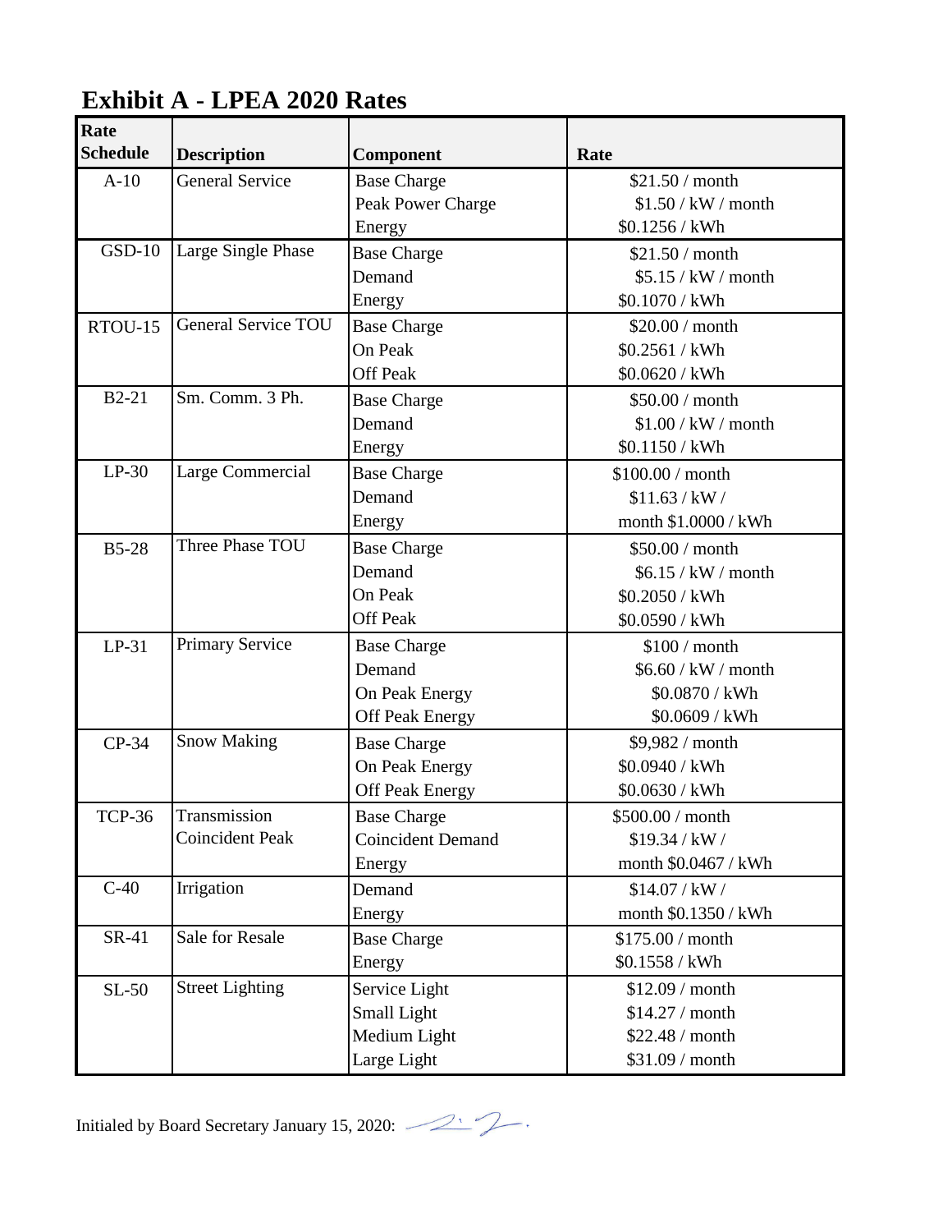# Exhibit A - LPEA 2020 Rates

| Rate Schedule | Description | Component | Rate |
|---|---|---|---|
| A-10 | General Service | Base Charge<br>Peak Power Charge<br>Energy | \$21.50 / month<br>\$1.50 / kW / month<br>\$0.1256 / kWh |
| GSD-10 | Large Single Phase | Base Charge<br>Demand<br>Energy | \$21.50 / month<br>\$5.15 / kW / month<br>\$0.1070 / kWh |
| RTOU-15 | General Service TOU | Base Charge<br>On Peak<br>Off Peak | \$20.00 / month<br>\$0.2561 / kWh<br>\$0.0620 / kWh |
| B2-21 | Sm. Comm. 3 Ph. | Base Charge<br>Demand<br>Energy | \$50.00 / month<br>\$1.00 / kW / month<br>\$0.1150 / kWh |
| LP-30 | Large Commercial | Base Charge<br>Demand<br>Energy | \$100.00 / month<br>\$11.63 / kW /<br>month \$1.0000 / kWh |
| B5-28 | Three Phase TOU | Base Charge<br>Demand<br>On Peak<br>Off Peak | \$50.00 / month<br>\$6.15 / kW / month<br>\$0.2050 / kWh<br>\$0.0590 / kWh |
| LP-31 | Primary Service | Base Charge<br>Demand<br>On Peak Energy<br>Off Peak Energy | \$100 / month<br>\$6.60 / kW / month<br>\$0.0870 / kWh<br>\$0.0609 / kWh |
| CP-34 | Snow Making | Base Charge<br>On Peak Energy<br>Off Peak Energy | \$9,982 / month<br>\$0.0940 / kWh<br>\$0.0630 / kWh |
| TCP-36 | Transmission Coincident Peak | Base Charge<br>Coincident Demand<br>Energy | \$500.00 / month<br>\$19.34 / kW /<br>month \$0.0467 / kWh |
| C-40 | Irrigation | Demand<br>Energy | \$14.07 / kW /<br>month \$0.1350 / kWh |
| SR-41 | Sale for Resale | Base Charge<br>Energy | \$175.00 / month<br>\$0.1558 / kWh |
| SL-50 | Street Lighting | Service Light<br>Small Light<br>Medium Light<br>Large Light | \$12.09 / month<br>\$14.27 / month<br>\$22.48 / month<br>\$31.09 / month |

Initialed by Board Secretary January 15, 2020: